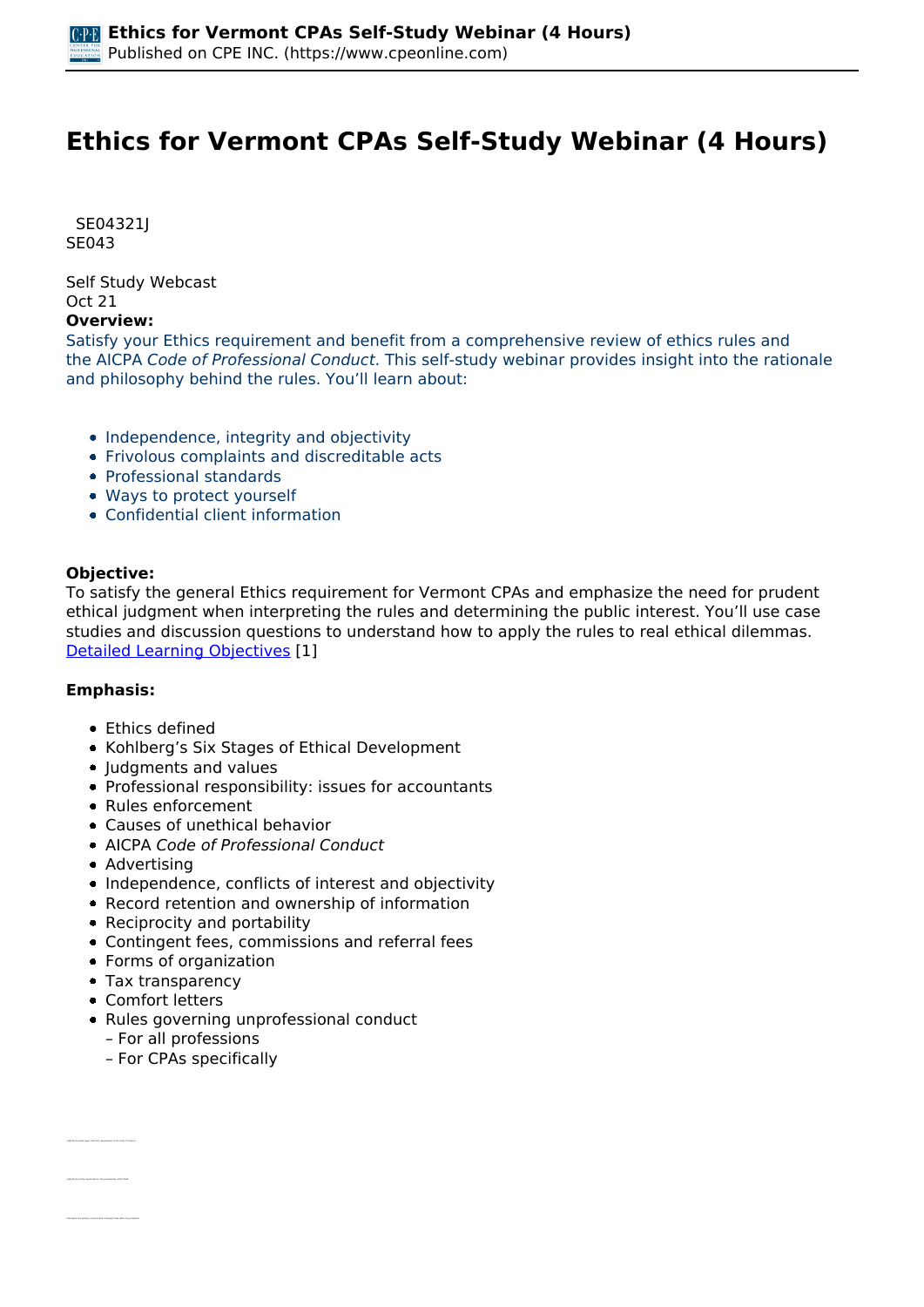# Ethics for Vermont CPAs Self-Study Webinar (4 Hours)

SE04321J
SE043

Self Study Webcast
Oct 21

**Overview:**

Satisfy your Ethics requirement and benefit from a comprehensive review of ethics rules and the AICPA *Code of Professional Conduct*. This self-study webinar provides insight into the rationale and philosophy behind the rules. You'll learn about:

- Independence, integrity and objectivity
- Frivolous complaints and discreditable acts
- Professional standards
- Ways to protect yourself
- Confidential client information

**Objective:**

To satisfy the general Ethics requirement for Vermont CPAs and emphasize the need for prudent ethical judgment when interpreting the rules and determining the public interest. You'll use case studies and discussion questions to understand how to apply the rules to real ethical dilemmas.
Detailed Learning Objectives [1]

**Emphasis:**

- Ethics defined
- Kohlberg's Six Stages of Ethical Development
- Judgments and values
- Professional responsibility: issues for accountants
- Rules enforcement
- Causes of unethical behavior
- AICPA *Code of Professional Conduct*
- Advertising
- Independence, conflicts of interest and objectivity
- Record retention and ownership of information
- Reciprocity and portability
- Contingent fees, commissions and referral fees
- Forms of organization
- Tax transparency
- Comfort letters
- Rules governing unprofessional conduct
  - For all professions
  - For CPAs specifically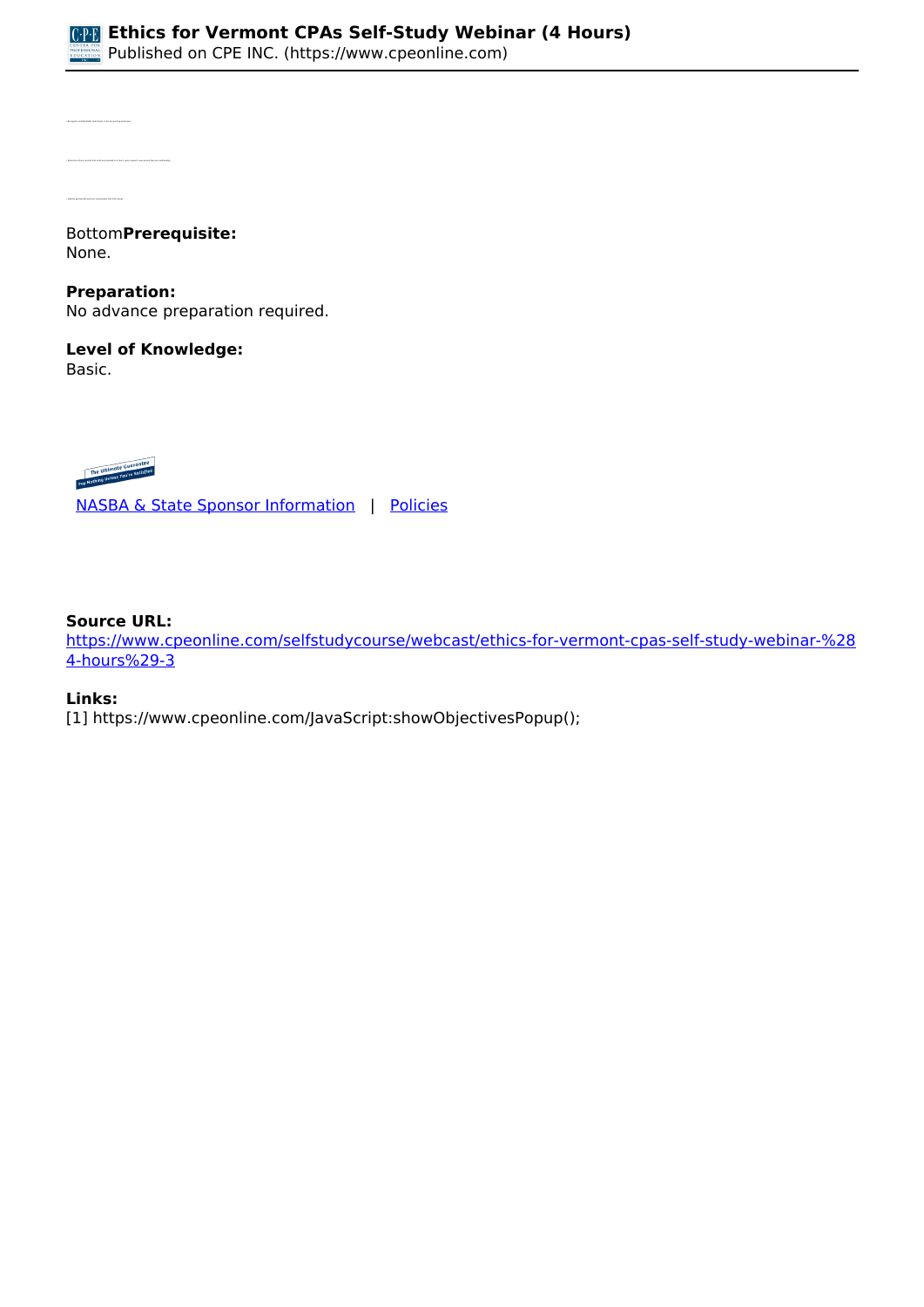Bottom**Prerequisite:**
None.

**Preparation:**
No advance preparation required.

**Level of Knowledge:**
Basic.

NASBA & State Sponsor Information | Policies

**Source URL:**
https://www.cpeonline.com/selfstudycourse/webcast/ethics-for-vermont-cpas-self-study-webinar-%284-hours%29-3

**Links:**
[1] https://www.cpeonline.com/JavaScript:showObjectivesPopup();